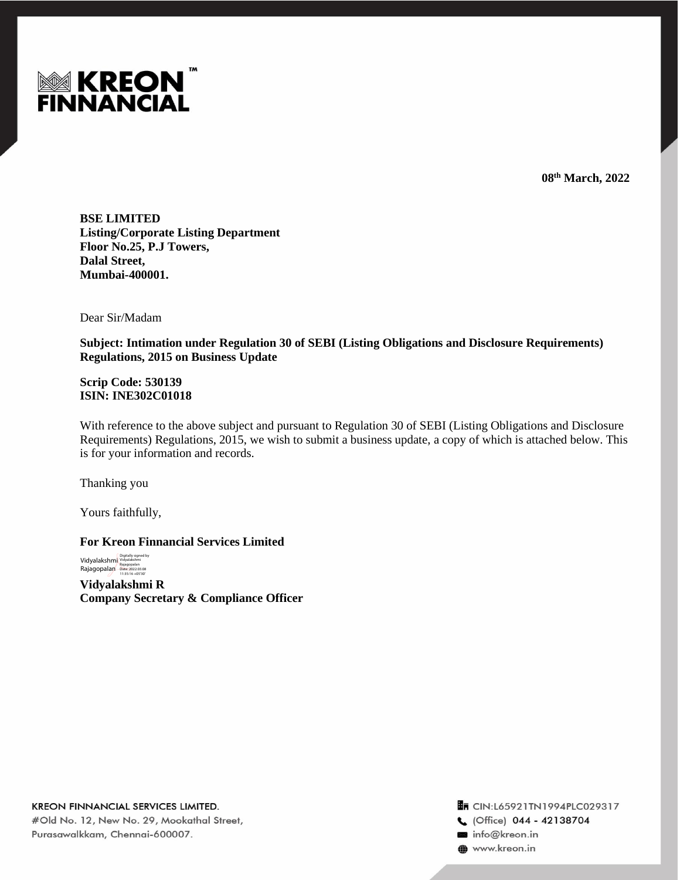**KREON FINNANCIAL™**

**08th March, 2022**

**BSE LIMITED**
**Listing/Corporate Listing Department**
**Floor No.25, P.J Towers,**
**Dalal Street,**
**Mumbai-400001.**

Dear Sir/Madam

**Subject: Intimation under Regulation 30 of SEBI (Listing Obligations and Disclosure Requirements) Regulations, 2015 on Business Update**

**Scrip Code: 530139**
**ISIN: INE302C01018**

With reference to the above subject and pursuant to Regulation 30 of SEBI (Listing Obligations and Disclosure Requirements) Regulations, 2015, we wish to submit a business update, a copy of which is attached below. This is for your information and records.

Thanking you

Yours faithfully,

**For Kreon Finnancial Services Limited**

Vidyalakshmi Rajagopalan
Digitally signed by Vidyalakshmi Rajagopalan
Date: 2022.03.08 11:35:16 +05'30'

**Vidyalakshmi R**
**Company Secretary & Compliance Officer**

KREON FINNANCIAL SERVICES LIMITED.
#Old No. 12, New No. 29, Mookathal Street,
Purasawalkkam, Chennai-600007.

CIN:L65921TN1994PLC029317
(Office) 044 - 42138704
info@kreon.in
www.kreon.in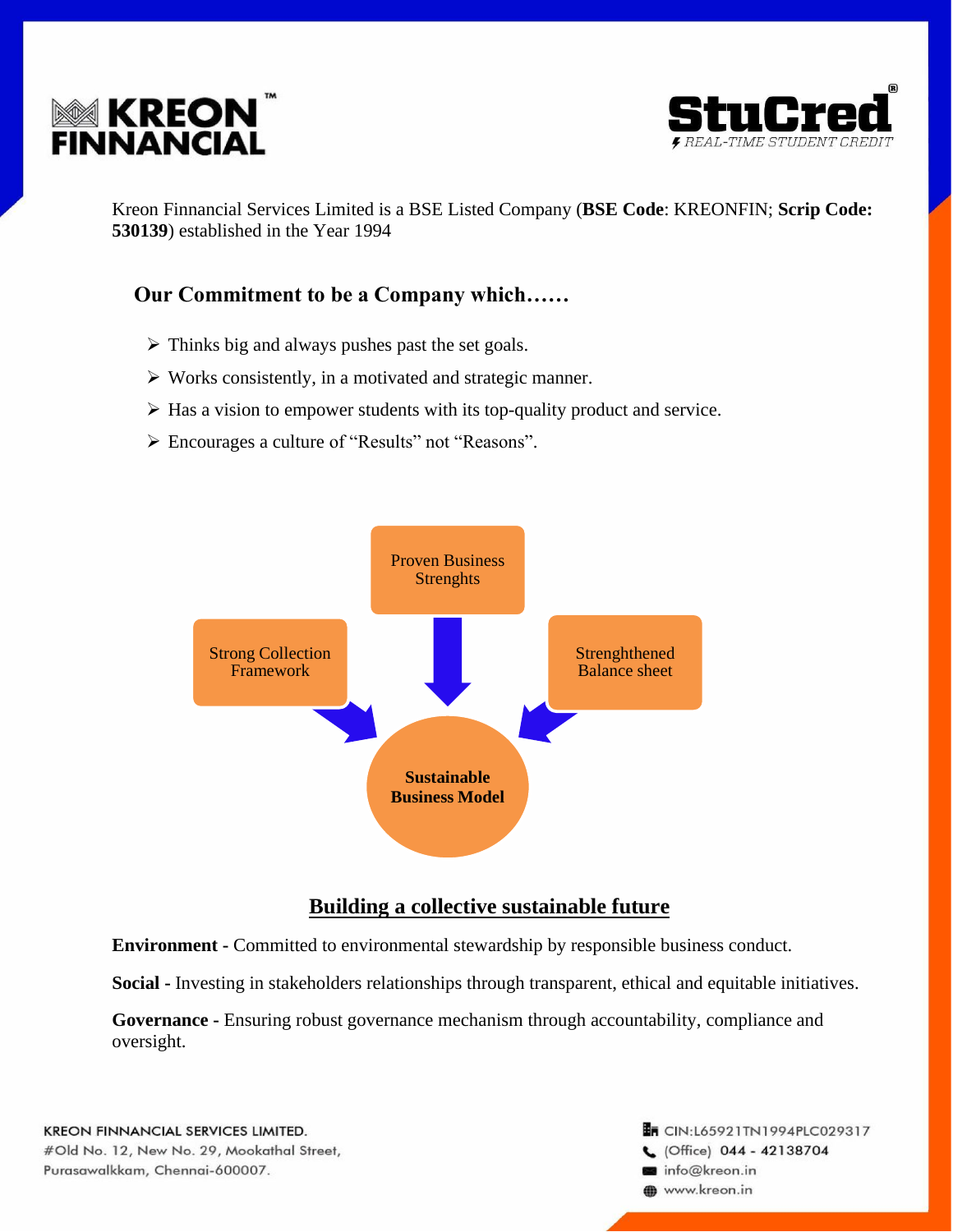KREON FINNANCIAL

StuCred® REAL-TIME STUDENT CREDIT

Kreon Finnancial Services Limited is a BSE Listed Company (**BSE Code**: KREONFIN; **Scrip Code: 530139**) established in the Year 1994

### Our Commitment to be a Company which……

- Thinks big and always pushes past the set goals.
- Works consistently, in a motivated and strategic manner.
- Has a vision to empower students with its top-quality product and service.
- Encourages a culture of "Results" not "Reasons".

Proven Business Strenghts

Strong Collection Framework

Strenghthened Balance sheet

**Sustainable Business Model**

## Building a collective sustainable future

**Environment -** Committed to environmental stewardship by responsible business conduct.

**Social -** Investing in stakeholders relationships through transparent, ethical and equitable initiatives.

**Governance -** Ensuring robust governance mechanism through accountability, compliance and oversight.

KREON FINNANCIAL SERVICES LIMITED.
#Old No. 12, New No. 29, Mookathal Street,
Purasawalkkam, Chennai-600007.

CIN:L65921TN1994PLC029317
(Office) 044 - 42138704
info@kreon.in
www.kreon.in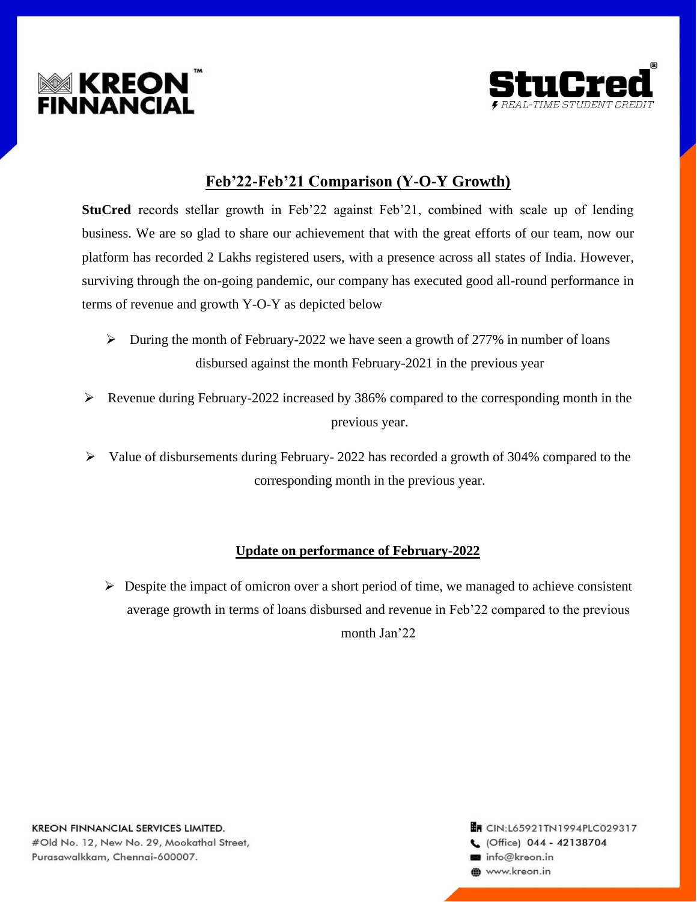## Feb'22-Feb'21 Comparison (Y-O-Y Growth)

**StuCred** records stellar growth in Feb'22 against Feb'21, combined with scale up of lending business. We are so glad to share our achievement that with the great efforts of our team, now our platform has recorded 2 Lakhs registered users, with a presence across all states of India. However, surviving through the on-going pandemic, our company has executed good all-round performance in terms of revenue and growth Y-O-Y as depicted below

- During the month of February-2022 we have seen a growth of 277% in number of loans disbursed against the month February-2021 in the previous year
- Revenue during February-2022 increased by 386% compared to the corresponding month in the previous year.
- Value of disbursements during February- 2022 has recorded a growth of 304% compared to the corresponding month in the previous year.

## Update on performance of February-2022

- Despite the impact of omicron over a short period of time, we managed to achieve consistent average growth in terms of loans disbursed and revenue in Feb'22 compared to the previous month Jan'22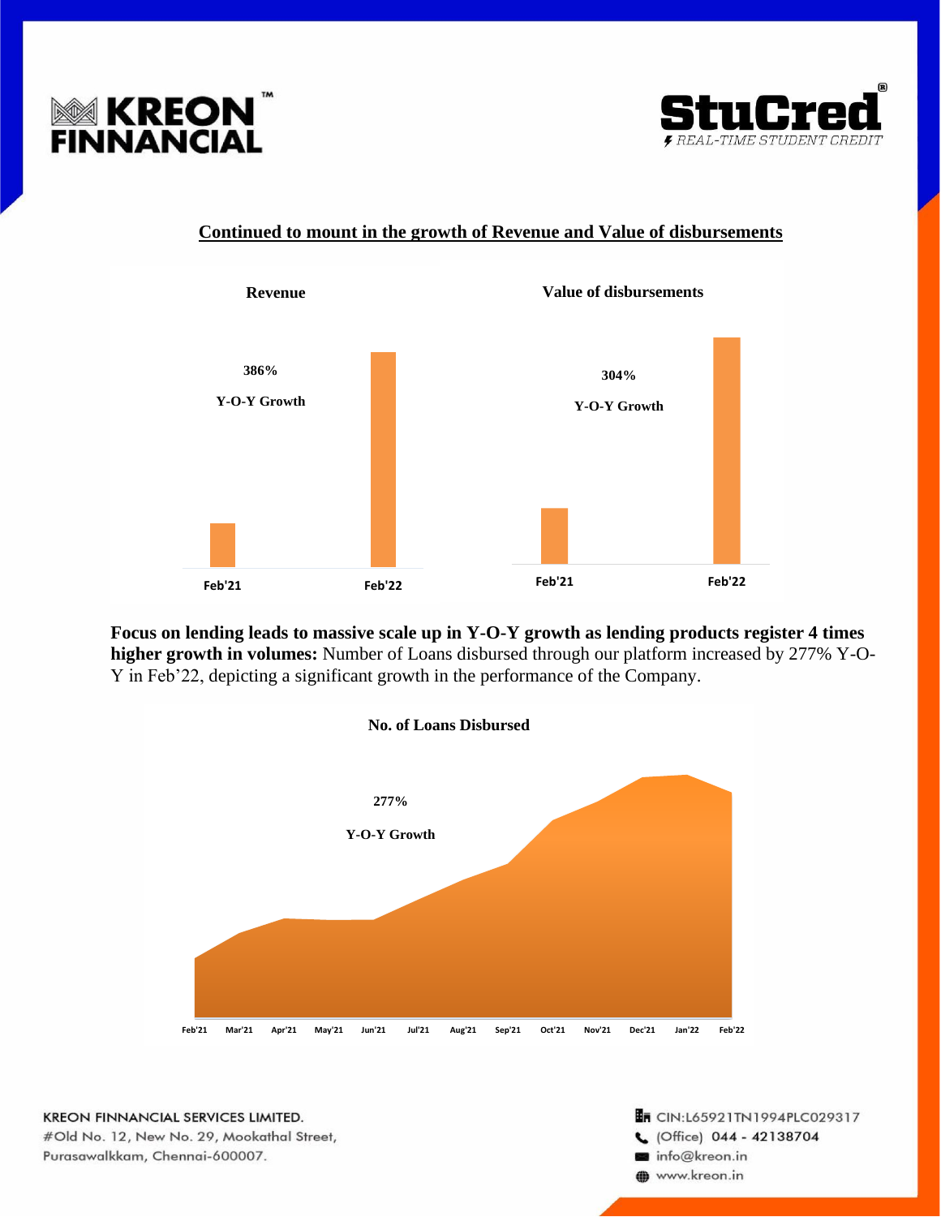## Continued to mount in the growth of Revenue and Value of disbursements

**Revenue**

**386%**

**Y-O-Y Growth**

Feb'21 Feb'22

**Value of disbursements**

**304%**

**Y-O-Y Growth**

Feb'21 Feb'22

**Focus on lending leads to massive scale up in Y-O-Y growth as lending products register 4 times higher growth in volumes:** Number of Loans disbursed through our platform increased by 277% Y-O-Y in Feb'22, depicting a significant growth in the performance of the Company.

**No. of Loans Disbursed**

**277%**

**Y-O-Y Growth**

Feb'21 Mar'21 Apr'21 May'21 Jun'21 Jul'21 Aug'21 Sep'21 Oct'21 Nov'21 Dec'21 Jan'22 Feb'22

KREON FINNANCIAL SERVICES LIMITED.
#Old No. 12, New No. 29, Mookathal Street,
Purasawalkkam, Chennai-600007.

CIN:L65921TN1994PLC029317
(Office) 044 - 42138704
info@kreon.in
www.kreon.in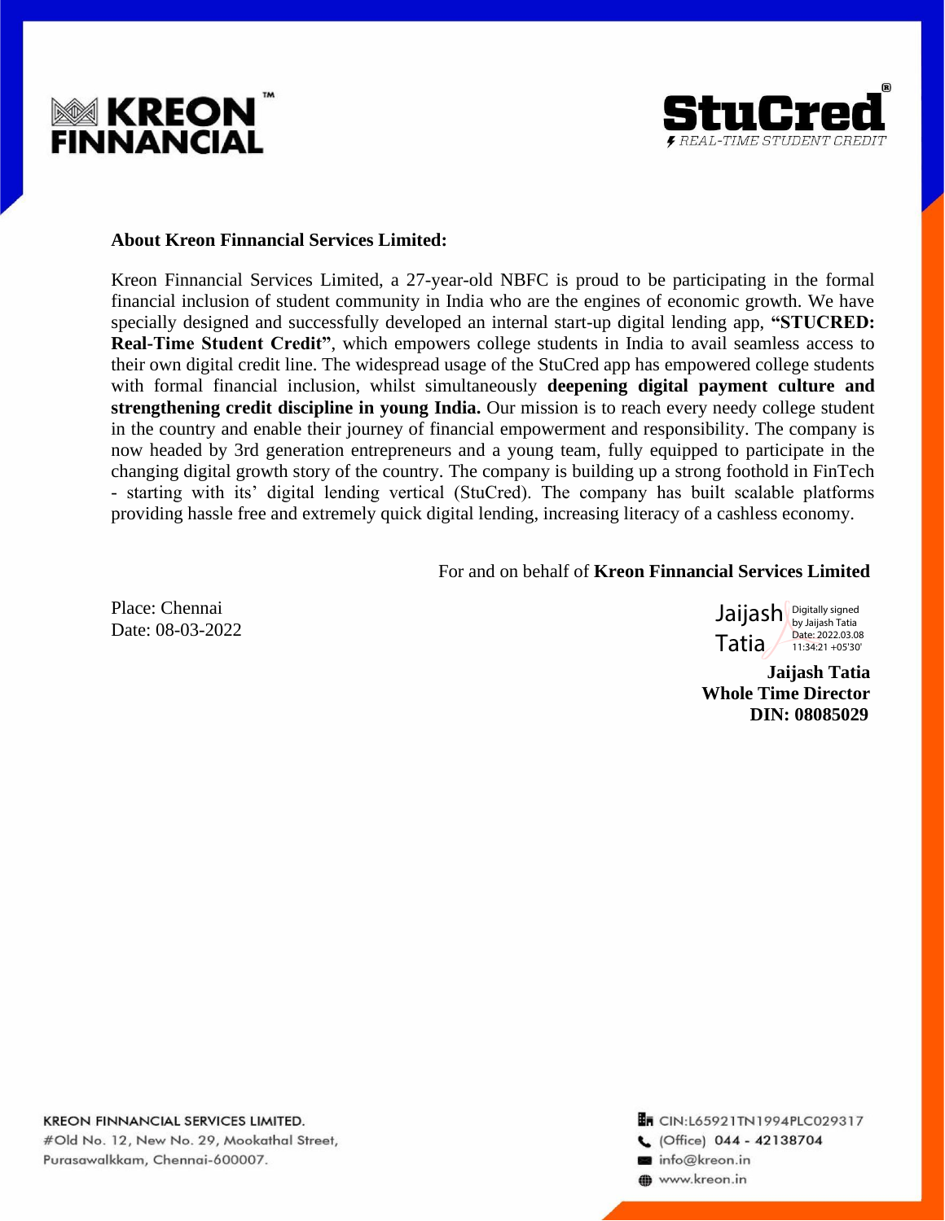**About Kreon Finnancial Services Limited:**

Kreon Finnancial Services Limited, a 27-year-old NBFC is proud to be participating in the formal financial inclusion of student community in India who are the engines of economic growth. We have specially designed and successfully developed an internal start-up digital lending app, **"STUCRED: Real-Time Student Credit"**, which empowers college students in India to avail seamless access to their own digital credit line. The widespread usage of the StuCred app has empowered college students with formal financial inclusion, whilst simultaneously **deepening digital payment culture and strengthening credit discipline in young India.** Our mission is to reach every needy college student in the country and enable their journey of financial empowerment and responsibility. The company is now headed by 3rd generation entrepreneurs and a young team, fully equipped to participate in the changing digital growth story of the country. The company is building up a strong foothold in FinTech - starting with its' digital lending vertical (StuCred). The company has built scalable platforms providing hassle free and extremely quick digital lending, increasing literacy of a cashless economy.

For and on behalf of **Kreon Financial Services Limited**

Place: Chennai
Date: 08-03-2022

Jaijash Tatia
Digitally signed by Jaijash Tatia
Date: 2022.03.08 11:34:21 +05'30'

**Jaijash Tatia**
**Whole Time Director**
**DIN: 08085029**

KREON FINNANCIAL SERVICES LIMITED.
#Old No. 12, New No. 29, Mookathal Street,
Purasawalkkam, Chennai-600007.

CIN:L65921TN1994PLC029317
(Office) 044 - 42138704
info@kreon.in
www.kreon.in